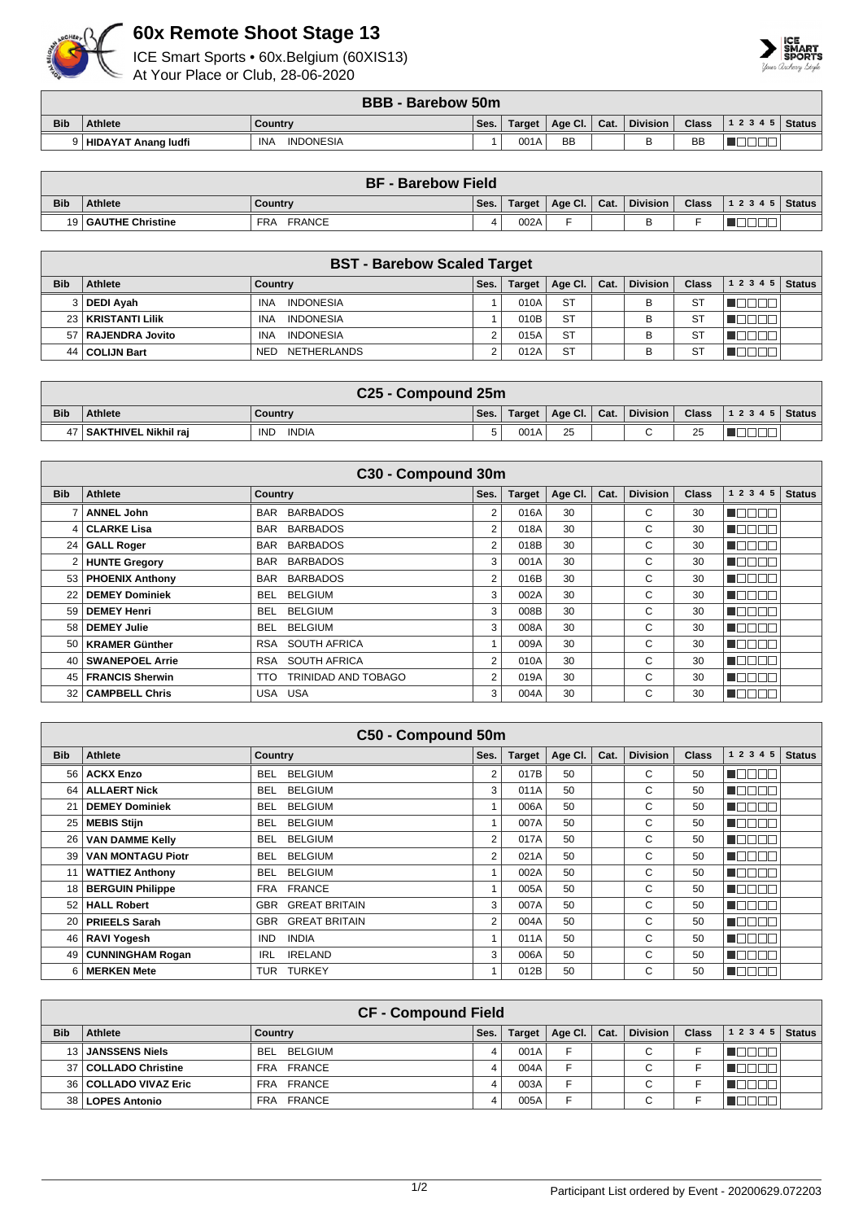# 60x Remote Shoot Stage 13

ICE Smart Sports • 60x.Belgium (60XIS13)
At Your Place or Club, 28-06-2020

| BBB - Barebow 50m | | | | | | | | | | |
|---|---|---|---|---|---|---|---|---|---|---|
| **Bib** | **Athlete** | **Country** | **Ses.** | **Target** | **Age Cl.** | **Cat.** | **Division** | **Class** | **1 2 3 4 5** | **Status** |
| 9 | **HIDAYAT Anang Iudfi** | INA INDONESIA | 1 | 001A | BB | | B | BB | ■□□□□ | |

| BF - Barebow Field | | | | | | | | | | |
|---|---|---|---|---|---|---|---|---|---|---|
| **Bib** | **Athlete** | **Country** | **Ses.** | **Target** | **Age Cl.** | **Cat.** | **Division** | **Class** | **1 2 3 4 5** | **Status** |
| 19 | **GAUTHE Christine** | FRA FRANCE | 4 | 002A | F | | B | F | ■□□□□ | |

| BST - Barebow Scaled Target | | | | | | | | | | |
|---|---|---|---|---|---|---|---|---|---|---|
| **Bib** | **Athlete** | **Country** | **Ses.** | **Target** | **Age Cl.** | **Cat.** | **Division** | **Class** | **1 2 3 4 5** | **Status** |
| 3 | **DEDI Ayah** | INA INDONESIA | 1 | 010A | ST | | B | ST | ■□□□□ | |
| 23 | **KRISTANTI Lilik** | INA INDONESIA | 1 | 010B | ST | | B | ST | ■□□□□ | |
| 57 | **RAJENDRA Jovito** | INA INDONESIA | 2 | 015A | ST | | B | ST | ■□□□□ | |
| 44 | **COLIJN Bart** | NED NETHERLANDS | 2 | 012A | ST | | B | ST | ■□□□□ | |

| C25 - Compound 25m | | | | | | | | | | |
|---|---|---|---|---|---|---|---|---|---|---|
| **Bib** | **Athlete** | **Country** | **Ses.** | **Target** | **Age Cl.** | **Cat.** | **Division** | **Class** | **1 2 3 4 5** | **Status** |
| 47 | **SAKTHIVEL Nikhil raj** | IND INDIA | 5 | 001A | 25 | | C | 25 | ■□□□□ | |

| C30 - Compound 30m | | | | | | | | | | |
|---|---|---|---|---|---|---|---|---|---|---|
| **Bib** | **Athlete** | **Country** | **Ses.** | **Target** | **Age Cl.** | **Cat.** | **Division** | **Class** | **1 2 3 4 5** | **Status** |
| 7 | **ANNEL John** | BAR BARBADOS | 2 | 016A | 30 | | C | 30 | ■□□□□ | |
| 4 | **CLARKE Lisa** | BAR BARBADOS | 2 | 018A | 30 | | C | 30 | ■□□□□ | |
| 24 | **GALL Roger** | BAR BARBADOS | 2 | 018B | 30 | | C | 30 | ■□□□□ | |
| 2 | **HUNTE Gregory** | BAR BARBADOS | 3 | 001A | 30 | | C | 30 | ■□□□□ | |
| 53 | **PHOENIX Anthony** | BAR BARBADOS | 2 | 016B | 30 | | C | 30 | ■□□□□ | |
| 22 | **DEMEY Dominiek** | BEL BELGIUM | 3 | 002A | 30 | | C | 30 | ■□□□□ | |
| 59 | **DEMEY Henri** | BEL BELGIUM | 3 | 008B | 30 | | C | 30 | ■□□□□ | |
| 58 | **DEMEY Julie** | BEL BELGIUM | 3 | 008A | 30 | | C | 30 | ■□□□□ | |
| 50 | **KRAMER Günther** | RSA SOUTH AFRICA | 1 | 009A | 30 | | C | 30 | ■□□□□ | |
| 40 | **SWANEPOEL Arrie** | RSA SOUTH AFRICA | 2 | 010A | 30 | | C | 30 | ■□□□□ | |
| 45 | **FRANCIS Sherwin** | TTO TRINIDAD AND TOBAGO | 2 | 019A | 30 | | C | 30 | ■□□□□ | |
| 32 | **CAMPBELL Chris** | USA USA | 3 | 004A | 30 | | C | 30 | ■□□□□ | |

| C50 - Compound 50m | | | | | | | | | | |
|---|---|---|---|---|---|---|---|---|---|---|
| **Bib** | **Athlete** | **Country** | **Ses.** | **Target** | **Age Cl.** | **Cat.** | **Division** | **Class** | **1 2 3 4 5** | **Status** |
| 56 | **ACKX Enzo** | BEL BELGIUM | 2 | 017B | 50 | | C | 50 | ■□□□□ | |
| 64 | **ALLAERT Nick** | BEL BELGIUM | 3 | 011A | 50 | | C | 50 | ■□□□□ | |
| 21 | **DEMEY Dominiek** | BEL BELGIUM | 1 | 006A | 50 | | C | 50 | ■□□□□ | |
| 25 | **MEBIS Stijn** | BEL BELGIUM | 1 | 007A | 50 | | C | 50 | ■□□□□ | |
| 26 | **VAN DAMME Kelly** | BEL BELGIUM | 2 | 017A | 50 | | C | 50 | ■□□□□ | |
| 39 | **VAN MONTAGU Piotr** | BEL BELGIUM | 2 | 021A | 50 | | C | 50 | ■□□□□ | |
| 11 | **WATTIEZ Anthony** | BEL BELGIUM | 1 | 002A | 50 | | C | 50 | ■□□□□ | |
| 18 | **BERGUIN Philippe** | FRA FRANCE | 1 | 005A | 50 | | C | 50 | ■□□□□ | |
| 52 | **HALL Robert** | GBR GREAT BRITAIN | 3 | 007A | 50 | | C | 50 | ■□□□□ | |
| 20 | **PRIEELS Sarah** | GBR GREAT BRITAIN | 2 | 004A | 50 | | C | 50 | ■□□□□ | |
| 46 | **RAVI Yogesh** | IND INDIA | 1 | 011A | 50 | | C | 50 | ■□□□□ | |
| 49 | **CUNNINGHAM Rogan** | IRL IRELAND | 3 | 006A | 50 | | C | 50 | ■□□□□ | |
| 6 | **MERKEN Mete** | TUR TURKEY | 1 | 012B | 50 | | C | 50 | ■□□□□ | |

| CF - Compound Field | | | | | | | | | | |
|---|---|---|---|---|---|---|---|---|---|---|
| **Bib** | **Athlete** | **Country** | **Ses.** | **Target** | **Age Cl.** | **Cat.** | **Division** | **Class** | **1 2 3 4 5** | **Status** |
| 13 | **JANSSENS Niels** | BEL BELGIUM | 4 | 001A | F | | C | F | ■□□□□ | |
| 37 | **COLLADO Christine** | FRA FRANCE | 4 | 004A | F | | C | F | ■□□□□ | |
| 36 | **COLLADO VIVAZ Eric** | FRA FRANCE | 4 | 003A | F | | C | F | ■□□□□ | |
| 38 | **LOPES Antonio** | FRA FRANCE | 4 | 005A | F | | C | F | ■□□□□ | |

Participant List ordered by Event - 20200629.072203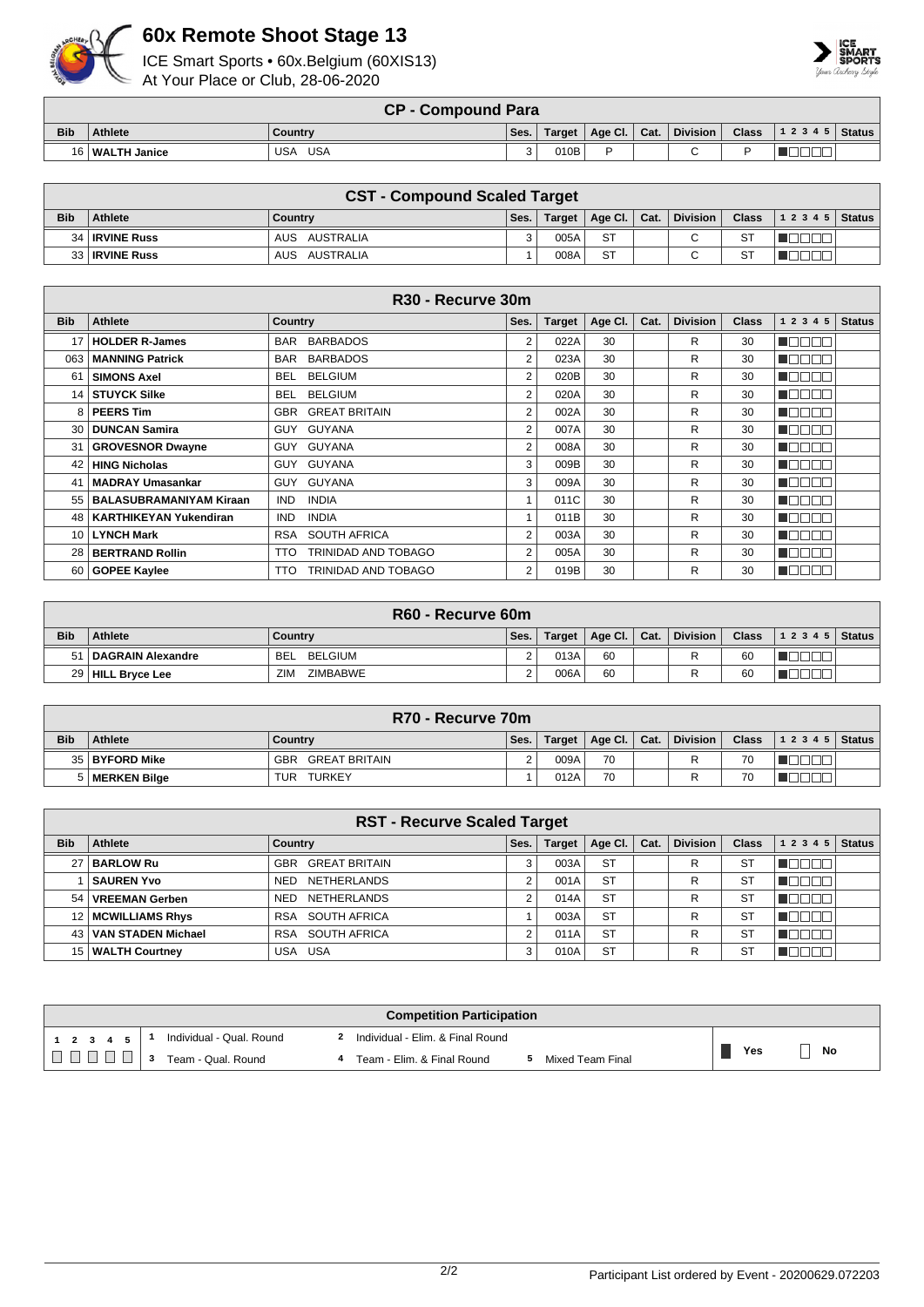# 60x Remote Shoot Stage 13

ICE Smart Sports • 60x.Belgium (60XIS13)
At Your Place or Club, 28-06-2020

| CP - Compound Para | | | | | | | | | | |
|---|---|---|---|---|---|---|---|---|---|---|
| Bib | Athlete | Country | Ses. | Target | Age Cl. | Cat. | Division | Class | 1 2 3 4 5 | Status |
| 16 | WALTH Janice | USA USA | 3 | 010B | P | | C | P | ■□□□□ | |

| CST - Compound Scaled Target | | | | | | | | | | |
|---|---|---|---|---|---|---|---|---|---|---|
| Bib | Athlete | Country | Ses. | Target | Age Cl. | Cat. | Division | Class | 1 2 3 4 5 | Status |
| 34 | IRVINE Russ | AUS AUSTRALIA | 3 | 005A | ST | | C | ST | ■□□□□ | |
| 33 | IRVINE Russ | AUS AUSTRALIA | 1 | 008A | ST | | C | ST | ■□□□□ | |

| R30 - Recurve 30m | | | | | | | | | | |
|---|---|---|---|---|---|---|---|---|---|---|
| Bib | Athlete | Country | Ses. | Target | Age Cl. | Cat. | Division | Class | 1 2 3 4 5 | Status |
| 17 | HOLDER R-James | BAR BARBADOS | 2 | 022A | 30 | | R | 30 | ■□□□□ | |
| 063 | MANNING Patrick | BAR BARBADOS | 2 | 023A | 30 | | R | 30 | ■□□□□ | |
| 61 | SIMONS Axel | BEL BELGIUM | 2 | 020B | 30 | | R | 30 | ■□□□□ | |
| 14 | STUYCK Silke | BEL BELGIUM | 2 | 020A | 30 | | R | 30 | ■□□□□ | |
| 8 | PEERS Tim | GBR GREAT BRITAIN | 2 | 002A | 30 | | R | 30 | ■□□□□ | |
| 30 | DUNCAN Samira | GUY GUYANA | 2 | 007A | 30 | | R | 30 | ■□□□□ | |
| 31 | GROVESNOR Dwayne | GUY GUYANA | 2 | 008A | 30 | | R | 30 | ■□□□□ | |
| 42 | HING Nicholas | GUY GUYANA | 3 | 009B | 30 | | R | 30 | ■□□□□ | |
| 41 | MADRAY Umasankar | GUY GUYANA | 3 | 009A | 30 | | R | 30 | ■□□□□ | |
| 55 | BALASUBRAMANIYAM Kiraan | IND INDIA | 1 | 011C | 30 | | R | 30 | ■□□□□ | |
| 48 | KARTHIKEYAN Yukendiran | IND INDIA | 1 | 011B | 30 | | R | 30 | ■□□□□ | |
| 10 | LYNCH Mark | RSA SOUTH AFRICA | 2 | 003A | 30 | | R | 30 | ■□□□□ | |
| 28 | BERTRAND Rollin | TTO TRINIDAD AND TOBAGO | 2 | 005A | 30 | | R | 30 | ■□□□□ | |
| 60 | GOPEE Kaylee | TTO TRINIDAD AND TOBAGO | 2 | 019B | 30 | | R | 30 | ■□□□□ | |

| R60 - Recurve 60m | | | | | | | | | | |
|---|---|---|---|---|---|---|---|---|---|---|
| Bib | Athlete | Country | Ses. | Target | Age Cl. | Cat. | Division | Class | 1 2 3 4 5 | Status |
| 51 | DAGRAIN Alexandre | BEL BELGIUM | 2 | 013A | 60 | | R | 60 | ■□□□□ | |
| 29 | HILL Bryce Lee | ZIM ZIMBABWE | 2 | 006A | 60 | | R | 60 | ■□□□□ | |

| R70 - Recurve 70m | | | | | | | | | | |
|---|---|---|---|---|---|---|---|---|---|---|
| Bib | Athlete | Country | Ses. | Target | Age Cl. | Cat. | Division | Class | 1 2 3 4 5 | Status |
| 35 | BYFORD Mike | GBR GREAT BRITAIN | 2 | 009A | 70 | | R | 70 | ■□□□□ | |
| 5 | MERKEN Bilge | TUR TURKEY | 1 | 012A | 70 | | R | 70 | ■□□□□ | |

| RST - Recurve Scaled Target | | | | | | | | | | |
|---|---|---|---|---|---|---|---|---|---|---|
| Bib | Athlete | Country | Ses. | Target | Age Cl. | Cat. | Division | Class | 1 2 3 4 5 | Status |
| 27 | BARLOW Ru | GBR GREAT BRITAIN | 3 | 003A | ST | | R | ST | ■□□□□ | |
| 1 | SAUREN Yvo | NED NETHERLANDS | 2 | 001A | ST | | R | ST | ■□□□□ | |
| 54 | VREEMAN Gerben | NED NETHERLANDS | 2 | 014A | ST | | R | ST | ■□□□□ | |
| 12 | MCWILLIAMS Rhys | RSA SOUTH AFRICA | 1 | 003A | ST | | R | ST | ■□□□□ | |
| 43 | VAN STADEN Michael | RSA SOUTH AFRICA | 2 | 011A | ST | | R | ST | ■□□□□ | |
| 15 | WALTH Courtney | USA USA | 3 | 010A | ST | | R | ST | ■□□□□ | |

**Competition Participation**

1 2 3 4 5

1 Individual - Qual. Round
2 Individual - Elim. & Final Round
3 Team - Qual. Round
4 Team - Elim. & Final Round
5 Mixed Team Final

■ Yes □ No

Participant List ordered by Event - 20200629.072203